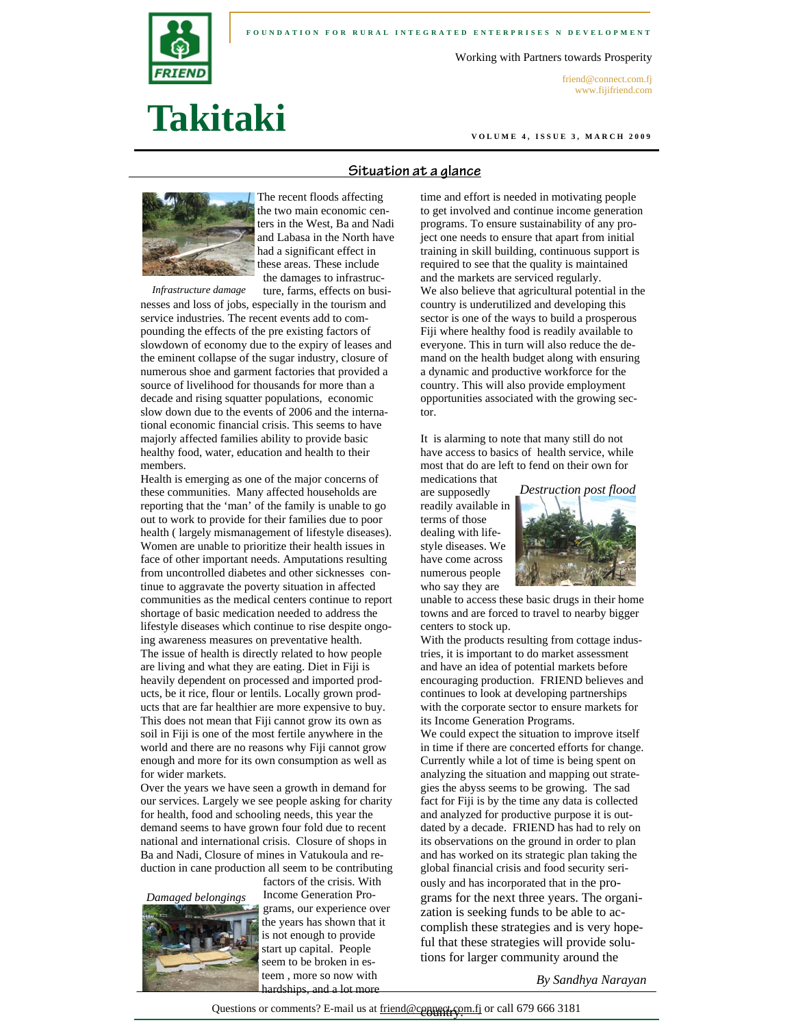FOUNDATION FOR RURAL INTEGRATED ENTERPRISES N DEVELOPMENT

Working with Partners towards Prosperity

friend@connect.com.fj
www.fijifriend.com

# Takitaki

VOLUME 4, ISSUE 3, MARCH 2009

## Situation at a glance

*Infrastructure damage*

The recent floods affecting the two main economic centers in the West, Ba and Nadi and Labasa in the North have had a significant effect in these areas. These include the damages to infrastructure, farms, effects on businesses and loss of jobs, especially in the tourism and service industries. The recent events add to compounding the effects of the pre existing factors of slowdown of economy due to the expiry of leases and the eminent collapse of the sugar industry, closure of numerous shoe and garment factories that provided a source of livelihood for thousands for more than a decade and rising squatter populations, economic slow down due to the events of 2006 and the international economic financial crisis. This seems to have majorly affected families ability to provide basic healthy food, water, education and health to their members.

Health is emerging as one of the major concerns of these communities. Many affected households are reporting that the 'man' of the family is unable to go out to work to provide for their families due to poor health ( largely mismanagement of lifestyle diseases). Women are unable to prioritize their health issues in face of other important needs. Amputations resulting from uncontrolled diabetes and other sicknesses continue to aggravate the poverty situation in affected communities as the medical centers continue to report shortage of basic medication needed to address the lifestyle diseases which continue to rise despite ongoing awareness measures on preventative health.

The issue of health is directly related to how people are living and what they are eating. Diet in Fiji is heavily dependent on processed and imported products, be it rice, flour or lentils. Locally grown products that are far healthier are more expensive to buy. This does not mean that Fiji cannot grow its own as soil in Fiji is one of the most fertile anywhere in the world and there are no reasons why Fiji cannot grow enough and more for its own consumption as well as for wider markets.

Over the years we have seen a growth in demand for our services. Largely we see people asking for charity for health, food and schooling needs, this year the demand seems to have grown four fold due to recent national and international crisis. Closure of shops in Ba and Nadi, Closure of mines in Vatukoula and reduction in cane production all seem to be contributing factors of the crisis. With Income Generation Programs, our experience over the years has shown that it is not enough to provide start up capital. People seem to be broken in esteem , more so now with hardships, and a lot more time and effort is needed in motivating people to get involved and continue income generation programs. To ensure sustainability of any project one needs to ensure that apart from initial training in skill building, continuous support is required to see that the quality is maintained and the markets are serviced regularly.

*Damaged belongings*

We also believe that agricultural potential in the country is underutilized and developing this sector is one of the ways to build a prosperous Fiji where healthy food is readily available to everyone. This in turn will also reduce the demand on the health budget along with ensuring a dynamic and productive workforce for the country. This will also provide employment opportunities associated with the growing sector.

It is alarming to note that many still do not have access to basics of health service, while most that do are left to fend on their own for medications that are supposedly readily available in terms of those dealing with lifestyle diseases. We have come across numerous people who say they are unable to access these basic drugs in their home towns and are forced to travel to nearby bigger centers to stock up.

*Destruction post flood*

With the products resulting from cottage industries, it is important to do market assessment and have an idea of potential markets before encouraging production. FRIEND believes and continues to look at developing partnerships with the corporate sector to ensure markets for its Income Generation Programs.

We could expect the situation to improve itself in time if there are concerted efforts for change. Currently while a lot of time is being spent on analyzing the situation and mapping out strategies the abyss seems to be growing. The sad fact for Fiji is by the time any data is collected and analyzed for productive purpose it is outdated by a decade. FRIEND has had to rely on its observations on the ground in order to plan and has worked on its strategic plan taking the global financial crisis and food security seriously and has incorporated that in the programs for the next three years. The organization is seeking funds to be able to accomplish these strategies and is very hopeful that these strategies will provide solutions for larger community around the country.

*By Sandhya Narayan*

Questions or comments? E-mail us at friend@connect.com.fj or call 679 666 3181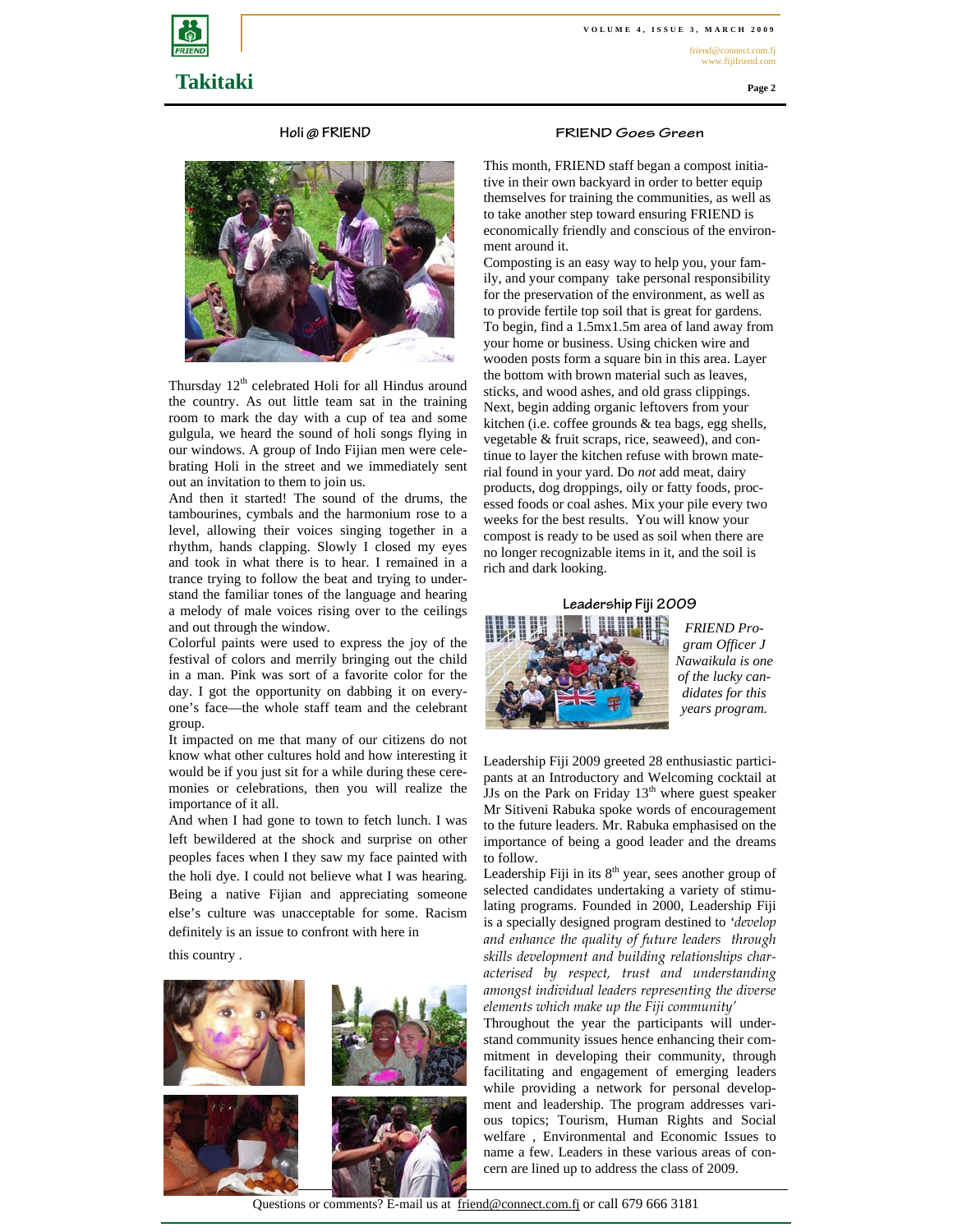# Takitaki

## Holi @ FRIEND

Thursday 12th celebrated Holi for all Hindus around the country. As out little team sat in the training room to mark the day with a cup of tea and some gulgula, we heard the sound of holi songs flying in our windows. A group of Indo Fijian men were celebrating Holi in the street and we immediately sent out an invitation to them to join us.

And then it started! The sound of the drums, the tambourines, cymbals and the harmonium rose to a level, allowing their voices singing together in a rhythm, hands clapping. Slowly I closed my eyes and took in what there is to hear. I remained in a trance trying to follow the beat and trying to understand the familiar tones of the language and hearing a melody of male voices rising over to the ceilings and out through the window.

Colorful paints were used to express the joy of the festival of colors and merrily bringing out the child in a man. Pink was sort of a favorite color for the day. I got the opportunity on dabbing it on everyone's face—the whole staff team and the celebrant group.

It impacted on me that many of our citizens do not know what other cultures hold and how interesting it would be if you just sit for a while during these ceremonies or celebrations, then you will realize the importance of it all.

And when I had gone to town to fetch lunch. I was left bewildered at the shock and surprise on other peoples faces when I they saw my face painted with the holi dye. I could not believe what I was hearing. Being a native Fijian and appreciating someone else's culture was unacceptable for some. Racism definitely is an issue to confront with here in

this country .

## FRIEND *Goes Green*

This month, FRIEND staff began a compost initiative in their own backyard in order to better equip themselves for training the communities, as well as to take another step toward ensuring FRIEND is economically friendly and conscious of the environment around it.

Composting is an easy way to help you, your family, and your company take personal responsibility for the preservation of the environment, as well as to provide fertile top soil that is great for gardens. To begin, find a 1.5mx1.5m area of land away from your home or business. Using chicken wire and wooden posts form a square bin in this area. Layer the bottom with brown material such as leaves, sticks, and wood ashes, and old grass clippings. Next, begin adding organic leftovers from your kitchen (i.e. coffee grounds & tea bags, egg shells, vegetable & fruit scraps, rice, seaweed), and continue to layer the kitchen refuse with brown material found in your yard. Do *not* add meat, dairy products, dog droppings, oily or fatty foods, processed foods or coal ashes. Mix your pile every two weeks for the best results. You will know your compost is ready to be used as soil when there are no longer recognizable items in it, and the soil is rich and dark looking.

## Leadership Fiji 2009

*FRIEND Program Officer J Nawaikula is one of the lucky candidates for this years program.*

Leadership Fiji 2009 greeted 28 enthusiastic participants at an Introductory and Welcoming cocktail at JJs on the Park on Friday 13th where guest speaker Mr Sitiveni Rabuka spoke words of encouragement to the future leaders. Mr. Rabuka emphasised on the importance of being a good leader and the dreams to follow.

Leadership Fiji in its 8th year, sees another group of selected candidates undertaking a variety of stimulating programs. Founded in 2000, Leadership Fiji is a specially designed program destined to *'develop and enhance the quality of future leaders through skills development and building relationships characterised by respect, trust and understanding amongst individual leaders representing the diverse elements which make up the Fiji community'*

Throughout the year the participants will understand community issues hence enhancing their commitment in developing their community, through facilitating and engagement of emerging leaders while providing a network for personal development and leadership. The program addresses various topics; Tourism, Human Rights and Social welfare , Environmental and Economic Issues to name a few. Leaders in these various areas of concern are lined up to address the class of 2009.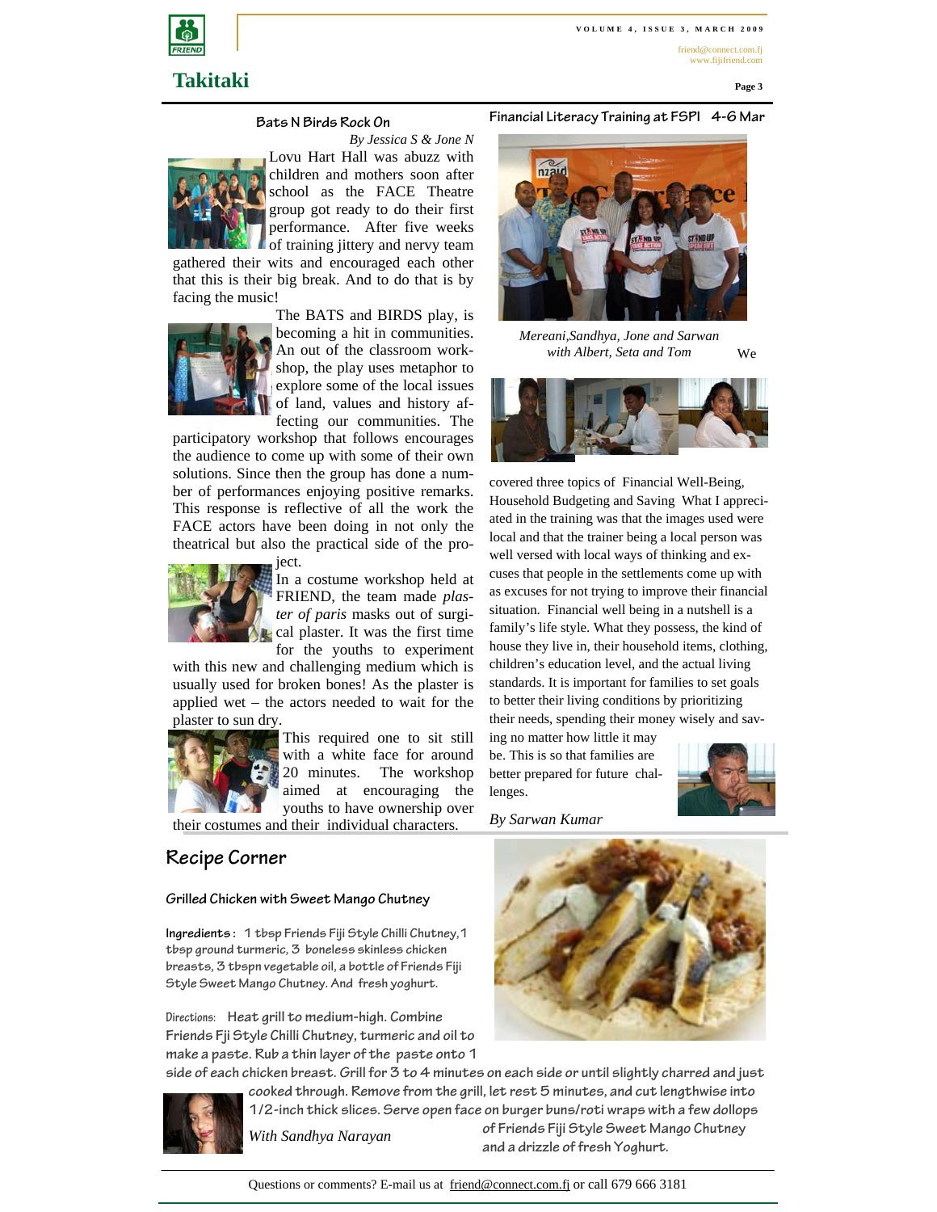# Takitaki

## Bats N Birds Rock On

*By Jessica S & Jone N*

Lovu Hart Hall was abuzz with children and mothers soon after school as the FACE Theatre group got ready to do their first performance. After five weeks of training jittery and nervy team gathered their wits and encouraged each other that this is their big break. And to do that is by facing the music!

The BATS and BIRDS play, is becoming a hit in communities. An out of the classroom workshop, the play uses metaphor to explore some of the local issues of land, values and history affecting our communities. The participatory workshop that follows encourages the audience to come up with some of their own solutions. Since then the group has done a number of performances enjoying positive remarks. This response is reflective of all the work the FACE actors have been doing in not only the theatrical but also the practical side of the project.

In a costume workshop held at FRIEND, the team made *plaster of paris* masks out of surgical plaster. It was the first time for the youths to experiment with this new and challenging medium which is usually used for broken bones! As the plaster is applied wet – the actors needed to wait for the plaster to sun dry.

This required one to sit still with a white face for around 20 minutes. The workshop aimed at encouraging the youths to have ownership over their costumes and their individual characters.

## Financial Literacy Training at FSPI 4-6 Mar

*Mereani,Sandhya, Jone and Sarwan with Albert, Seta and Tom*

We covered three topics of Financial Well-Being, Household Budgeting and Saving What I appreciated in the training was that the images used were local and that the trainer being a local person was well versed with local ways of thinking and excuses that people in the settlements come up with as excuses for not trying to improve their financial situation. Financial well being in a nutshell is a family's life style. What they possess, the kind of house they live in, their household items, clothing, children's education level, and the actual living standards. It is important for families to set goals to better their living conditions by prioritizing their needs, spending their money wisely and saving no matter how little it may be. This is so that families are better prepared for future challenges.

*By Sarwan Kumar*

## Recipe Corner

### Grilled Chicken with Sweet Mango Chutney

**Ingredients:** 1 tbsp Friends Fiji Style Chilli Chutney, 1 tbsp ground turmeric, 3 boneless skinless chicken breasts, 3 tbspn vegetable oil, a bottle of Friends Fiji Style Sweet Mango Chutney. And fresh yoghurt.

**Directions:** Heat grill to medium-high. Combine Friends Fji Style Chilli Chutney, turmeric and oil to make a paste. Rub a thin layer of the paste onto 1 side of each chicken breast. Grill for 3 to 4 minutes on each side or until slightly charred and just cooked through. Remove from the grill, let rest 5 minutes, and cut lengthwise into 1/2-inch thick slices. Serve open face on burger buns/roti wraps with a few dollops of Friends Fiji Style Sweet Mango Chutney and a drizzle of fresh Yoghurt.

*With Sandhya Narayan*

Questions or comments? E-mail us at friend@connect.com.fj or call 679 666 3181